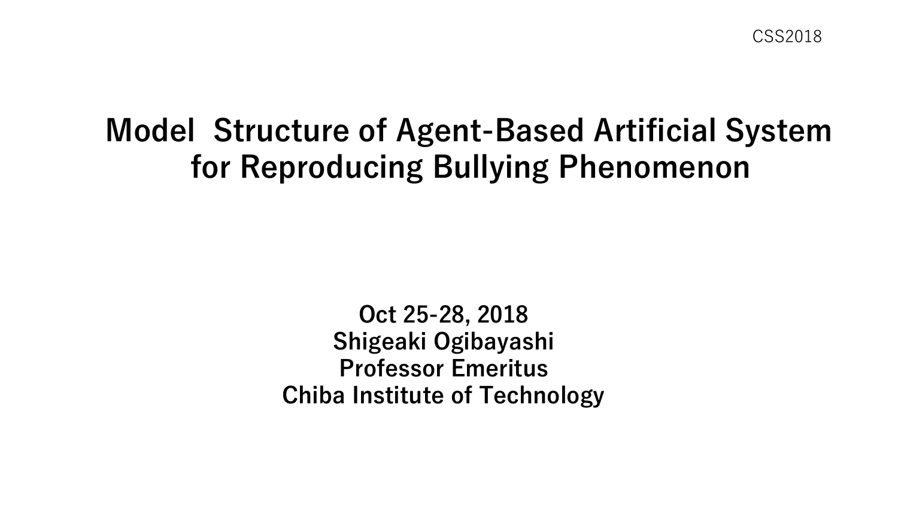CSS2018

# Model Structure of Agent-Based Artificial System for Reproducing Bullying Phenomenon

**Oct 25-28, 2018**
**Shigeaki Ogibayashi**
**Professor Emeritus**
**Chiba Institute of Technology**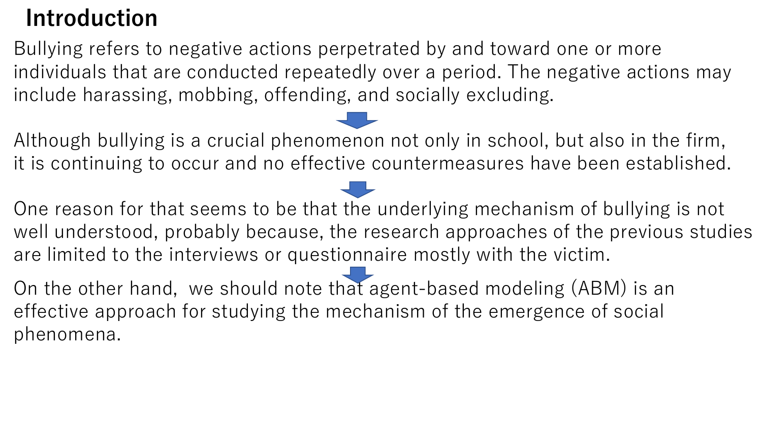# Introduction

Bullying refers to negative actions perpetrated by and toward one or more individuals that are conducted repeatedly over a period. The negative actions may include harassing, mobbing, offending, and socially excluding.

Although bullying is a crucial phenomenon not only in school, but also in the firm, it is continuing to occur and no effective countermeasures have been established.

One reason for that seems to be that the underlying mechanism of bullying is not well understood, probably because, the research approaches of the previous studies are limited to the interviews or questionnaire mostly with the victim.

On the other hand, we should note that agent-based modeling (ABM) is an effective approach for studying the mechanism of the emergence of social phenomena.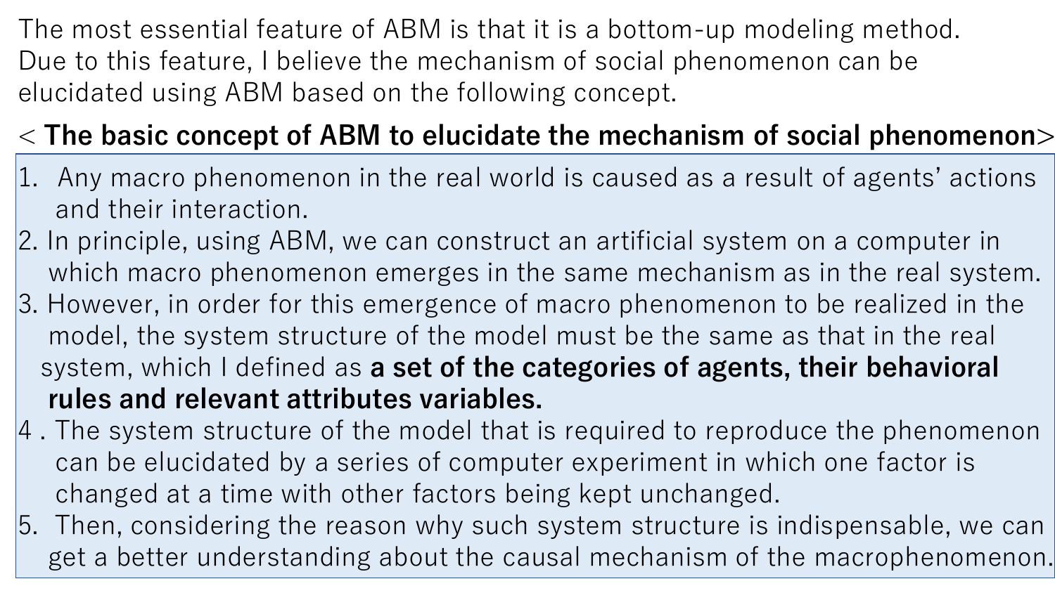The most essential feature of ABM is that it is a bottom-up modeling method. Due to this feature, I believe the mechanism of social phenomenon can be elucidated using ABM based on the following concept.

**< The basic concept of ABM to elucidate the mechanism of social phenomenon>**

1. Any macro phenomenon in the real world is caused as a result of agents' actions and their interaction.
2. In principle, using ABM, we can construct an artificial system on a computer in which macro phenomenon emerges in the same mechanism as in the real system.
3. However, in order for this emergence of macro phenomenon to be realized in the model, the system structure of the model must be the same as that in the real system, which I defined as **a set of the categories of agents, their behavioral rules and relevant attributes variables.**
4. The system structure of the model that is required to reproduce the phenomenon can be elucidated by a series of computer experiment in which one factor is changed at a time with other factors being kept unchanged.
5. Then, considering the reason why such system structure is indispensable, we can get a better understanding about the causal mechanism of the macrophenomenon.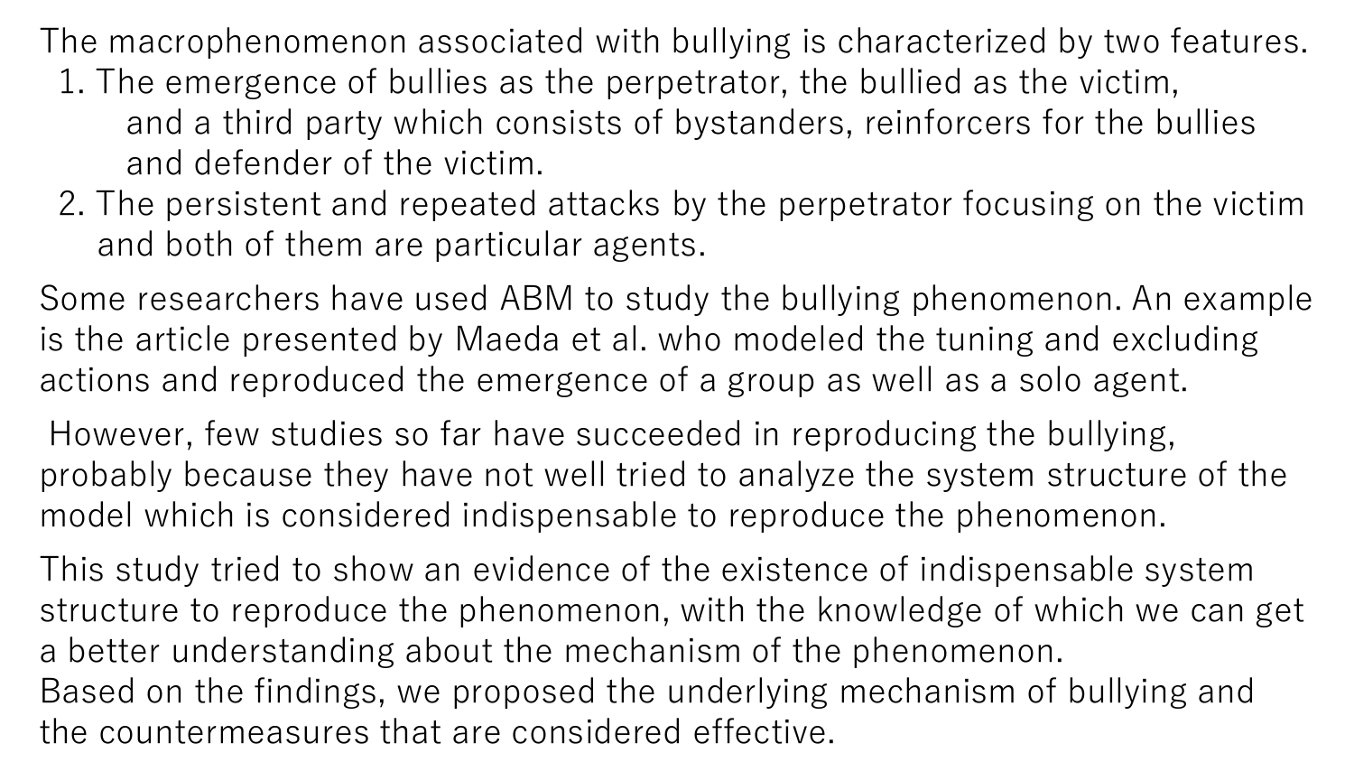The macrophenomenon associated with bullying is characterized by two features.

1. The emergence of bullies as the perpetrator, the bullied as the victim, and a third party which consists of bystanders, reinforcers for the bullies and defender of the victim.
2. The persistent and repeated attacks by the perpetrator focusing on the victim and both of them are particular agents.

Some researchers have used ABM to study the bullying phenomenon. An example is the article presented by Maeda et al. who modeled the tuning and excluding actions and reproduced the emergence of a group as well as a solo agent.

However, few studies so far have succeeded in reproducing the bullying, probably because they have not well tried to analyze the system structure of the model which is considered indispensable to reproduce the phenomenon.

This study tried to show an evidence of the existence of indispensable system structure to reproduce the phenomenon, with the knowledge of which we can get a better understanding about the mechanism of the phenomenon.
Based on the findings, we proposed the underlying mechanism of bullying and the countermeasures that are considered effective.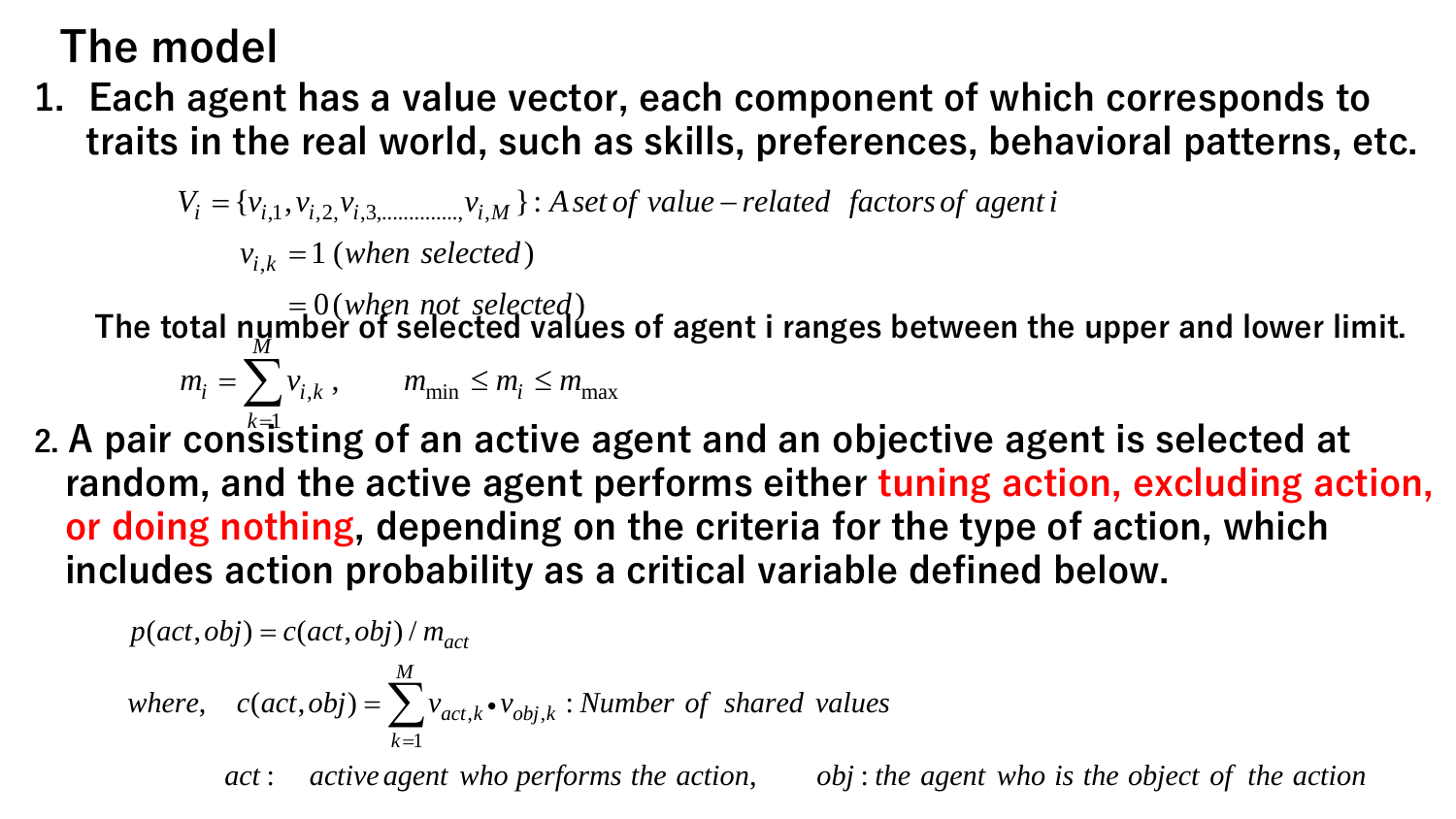# The model

1. **Each agent has a value vector, each component of which corresponds to traits in the real world, such as skills, preferences, behavioral patterns, etc.**

$$V_i = \{v_{i,1}, v_{i,2}, v_{i,3}, \ldots\ldots\ldots, v_{i,M}\} : \textit{A set of value-related factors of agent } i$$

$$v_{i,k} = 1 \; (\textit{when selected})$$

$$= 0 \; (\textit{when not selected})$$

**The total number of selected values of agent i ranges between the upper and lower limit.**

$$m_i = \sum_{k=1}^{M} v_{i,k}, \qquad m_{\min} \le m_i \le m_{\max}$$

2. **A pair consisting of an active agent and an objective agent is selected at random, and the active agent performs either tuning action, excluding action, or doing nothing, depending on the criteria for the type of action, which includes action probability as a critical variable defined below.**

$$p(act, obj) = c(act, obj) / m_{act}$$

$$\textit{where,} \quad c(act, obj) = \sum_{k=1}^{M} v_{act,k} \bullet v_{obj,k} : \textit{Number of shared values}$$

$act$ : *active agent who performs the action,* $obj$ : *the agent who is the object of the action*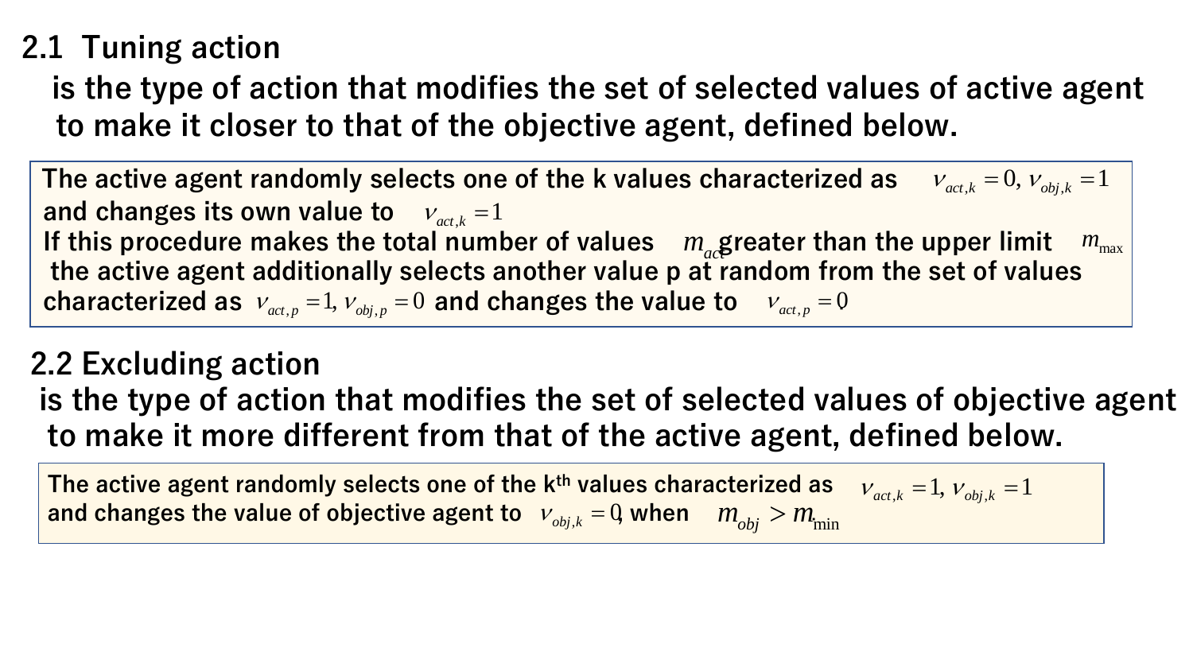## 2.1 Tuning action

is the type of action that modifies the set of selected values of active agent to make it closer to that of the objective agent, defined below.

The active agent randomly selects one of the k values characterized as $v_{act,k} = 0, v_{obj,k} = 1$ and changes its own value to $v_{act,k} = 1$
If this procedure makes the total number of values $m_{act}$ greater than the upper limit $m_{\max}$ the active agent additionally selects another value p at random from the set of values characterized as $v_{act,p} = 1, v_{obj,p} = 0$ and changes the value to $v_{act,p} = 0$

## 2.2 Excluding action

is the type of action that modifies the set of selected values of objective agent to make it more different from that of the active agent, defined below.

The active agent randomly selects one of the k^th values characterized as $v_{act,k} = 1, v_{obj,k} = 1$ and changes the value of objective agent to $v_{obj,k} = 0$, when $m_{obj} > m_{\min}$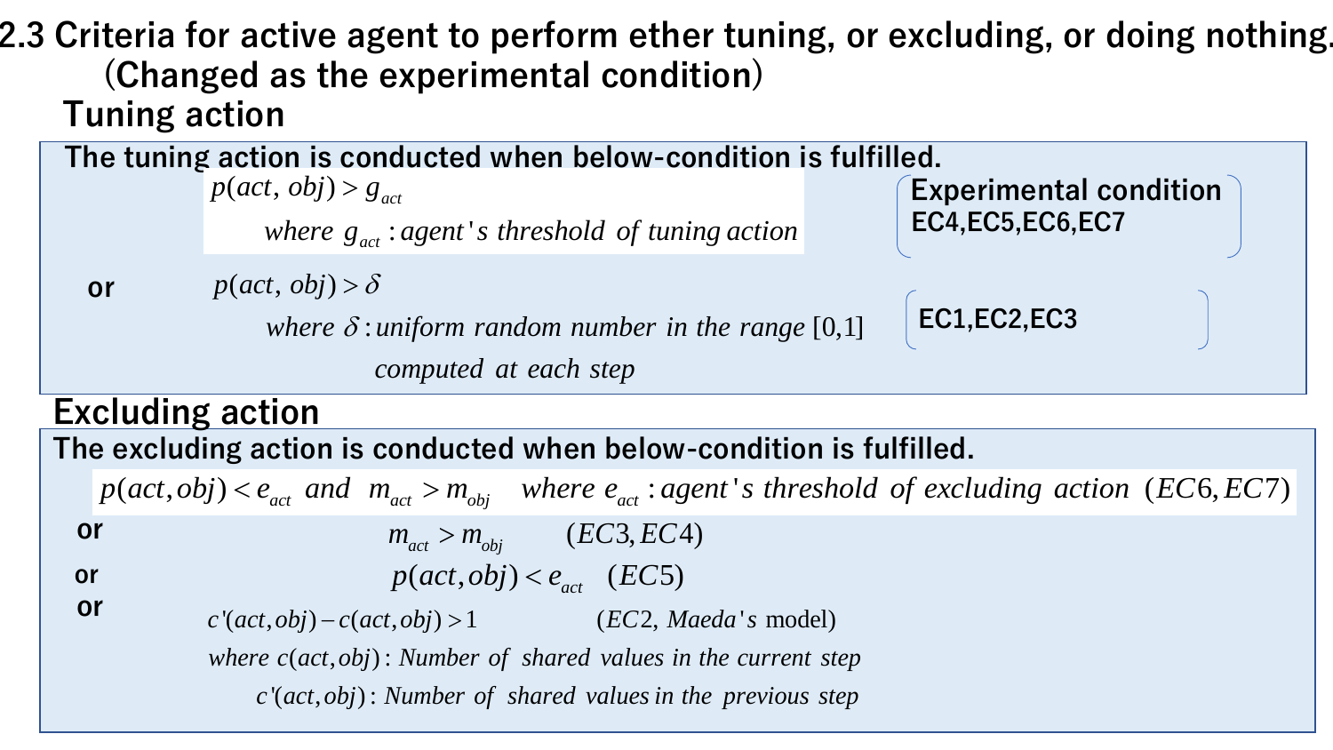## 2.3 Criteria for active agent to perform ether tuning, or excluding, or doing nothing. (Changed as the experimental condition)

### Tuning action

**The tuning action is conducted when below-condition is fulfilled.**

$$p(act, obj) > g_{act}$$

where $g_{act}$ : agent's threshold of tuning action

**Experimental condition** EC4,EC5,EC6,EC7

**or**

$$p(act, obj) > \delta$$

where $\delta$ : uniform random number in the range $[0,1]$ computed at each step

EC1,EC2,EC3

### Excluding action

**The excluding action is conducted when below-condition is fulfilled.**

$$p(act,obj) < e_{act} \text{ and } m_{act} > m_{obj}$$

where $e_{act}$ : agent's threshold of excluding action $(EC6, EC7)$

**or**

$$m_{act} > m_{obj} \quad (EC3, EC4)$$

**or**

$$p(act,obj) < e_{act} \quad (EC5)$$

**or**

$$c'(act,obj) - c(act,obj) > 1 \quad (EC2, \text{ Maeda's model})$$

where $c(act,obj)$ : Number of shared values in the current step

$c'(act,obj)$ : Number of shared values in the previous step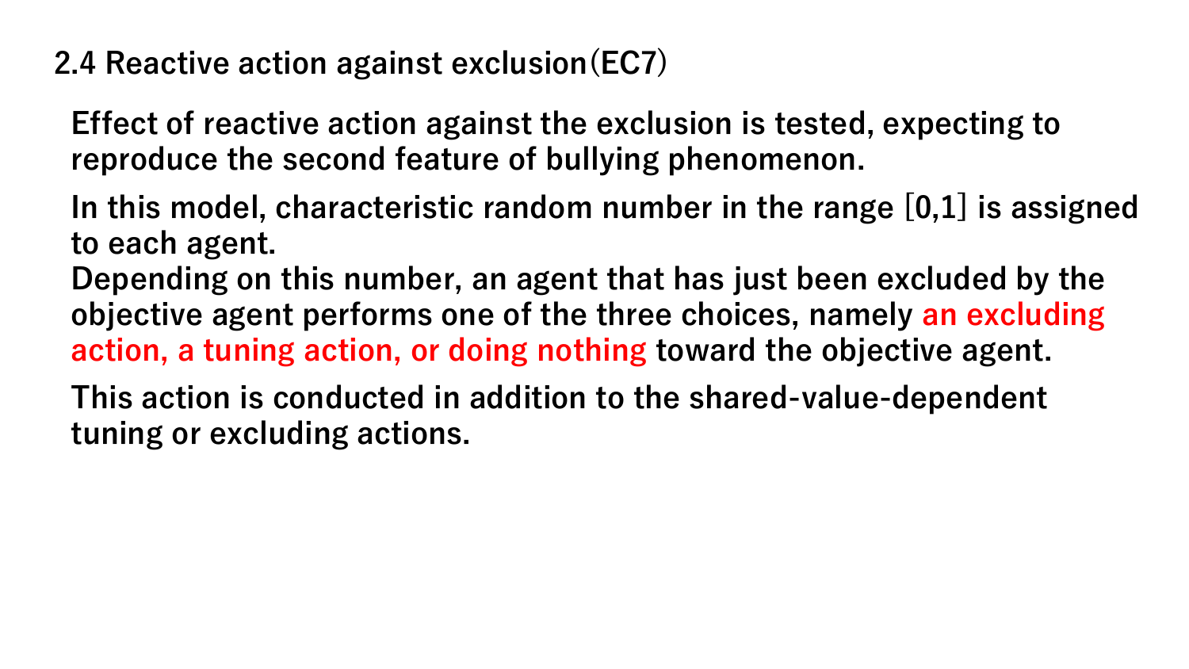## 2.4 Reactive action against exclusion(EC7)

Effect of reactive action against the exclusion is tested, expecting to reproduce the second feature of bullying phenomenon.

In this model, characteristic random number in the range [0,1] is assigned to each agent.
Depending on this number, an agent that has just been excluded by the objective agent performs one of the three choices, namely an excluding action, a tuning action, or doing nothing toward the objective agent.

This action is conducted in addition to the shared-value-dependent tuning or excluding actions.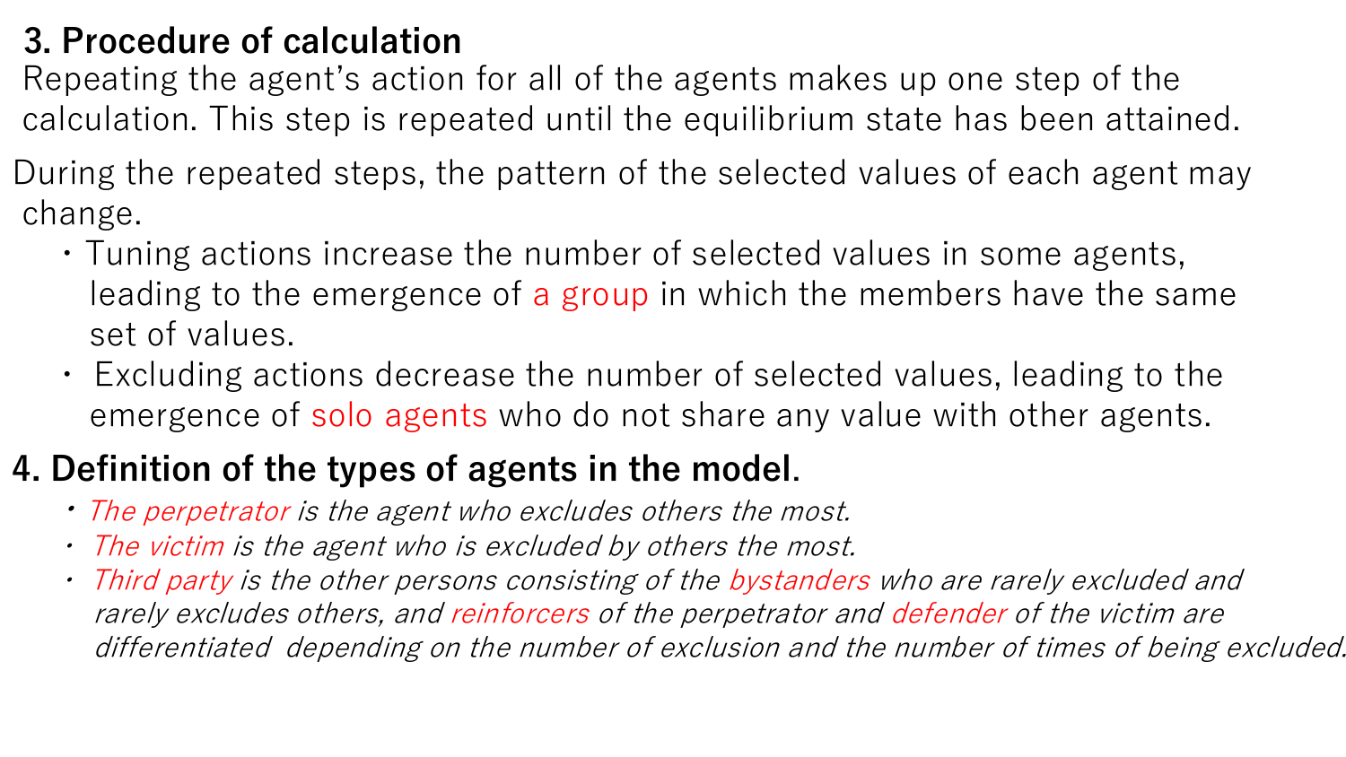## 3. Procedure of calculation

Repeating the agent's action for all of the agents makes up one step of the calculation. This step is repeated until the equilibrium state has been attained.

During the repeated steps, the pattern of the selected values of each agent may change.

- Tuning actions increase the number of selected values in some agents, leading to the emergence of a group in which the members have the same set of values.
- Excluding actions decrease the number of selected values, leading to the emergence of solo agents who do not share any value with other agents.

## 4. Definition of the types of agents in the model.

- *The perpetrator is the agent who excludes others the most.*
- *The victim is the agent who is excluded by others the most.*
- *Third party is the other persons consisting of the bystanders who are rarely excluded and rarely excludes others, and reinforcers of the perpetrator and defender of the victim are differentiated depending on the number of exclusion and the number of times of being excluded.*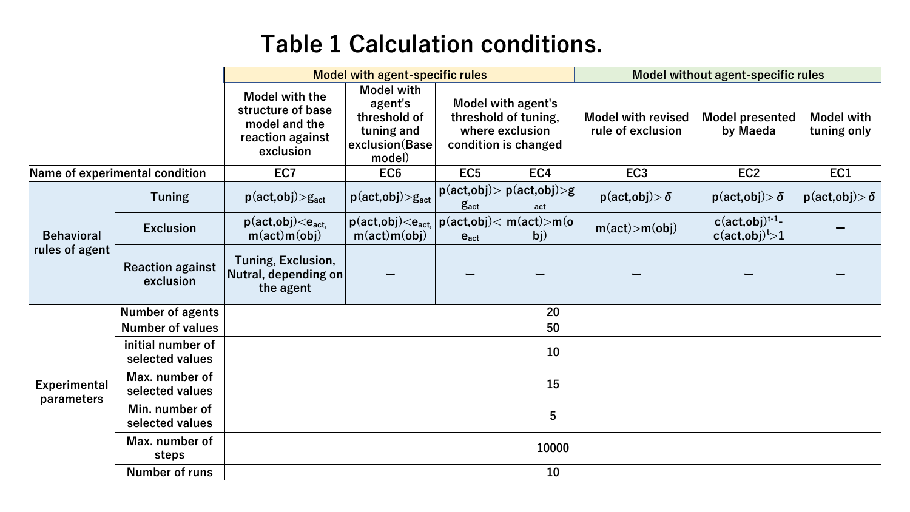# Table 1 Calculation conditions.

| | | Model with agent-specific rules | | | | Model without agent-specific rules | | |
|---|---|---|---|---|---|---|---|---|
| | | Model with the structure of base model and the reaction against exclusion | Model with agent's threshold of tuning and exclusion(Base model) | Model with agent's threshold of tuning, where exclusion condition is changed | | Model with revised rule of exclusion | Model presented by Maeda | Model with tuning only |
| Name of experimental condition | | EC7 | EC6 | EC5 | EC4 | EC3 | EC2 | EC1 |
| Behavioral rules of agent | Tuning | $p(act,obj)>g_{act}$ | $p(act,obj)>g_{act}$ | $p(act,obj)>g_{act}$ | $p(act,obj)>g_{act}$ | $p(act,obj)>\delta$ | $p(act,obj)>\delta$ | $p(act,obj)>\delta$ |
| | Exclusion | $p(act,obj)<e_{act}$, $m(act)m(obj)$ | $p(act,obj)<e_{act}$, $m(act)m(obj)$ | $p(act,obj)<e_{act}$ | $m(act)>m(obj)$ | $m(act)>m(obj)$ | $c(act,obj)^{t-1}-c(act,obj)^{t}>1$ | — |
| | Reaction against exclusion | Tuning, Exclusion, Nutral, depending on the agent | — | — | — | — | — | — |
| Experimental parameters | Number of agents | 20 | | | | | | |
| | Number of values | 50 | | | | | | |
| | initial number of selected values | 10 | | | | | | |
| | Max. number of selected values | 15 | | | | | | |
| | Min. number of selected values | 5 | | | | | | |
| | Max. number of steps | 10000 | | | | | | |
| | Number of runs | 10 | | | | | | |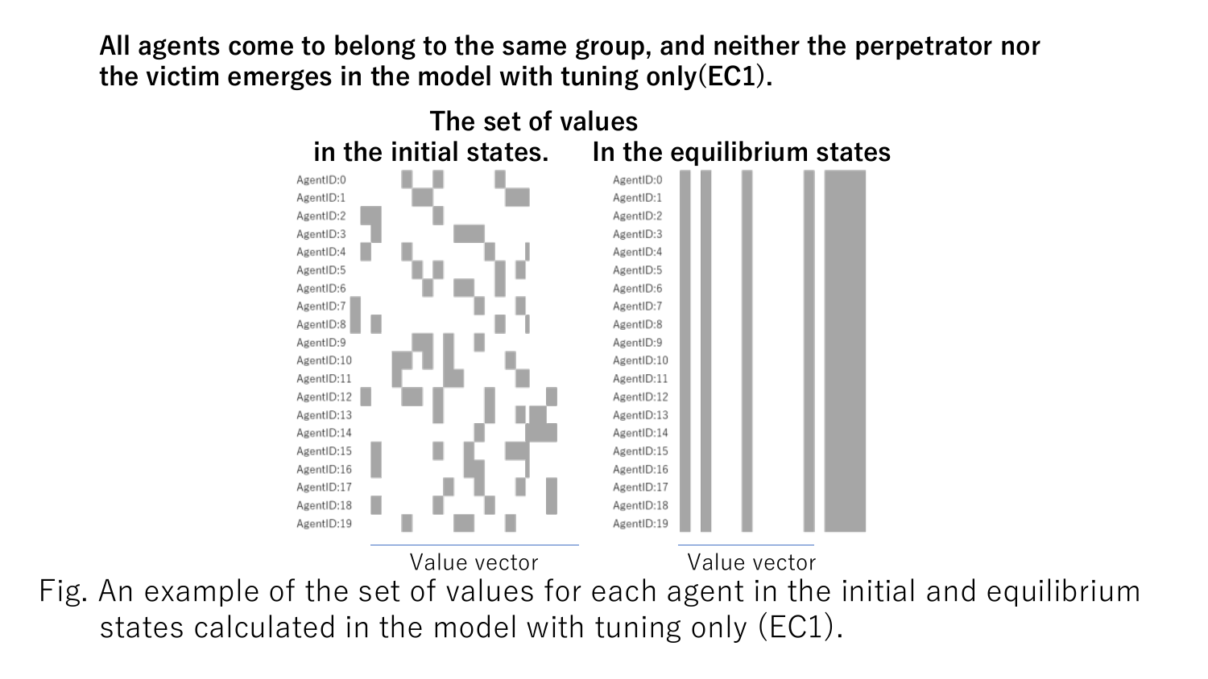**All agents come to belong to the same group, and neither the perpetrator nor the victim emerges in the model with tuning only(EC1).**

Fig. An example of the set of values for each agent in the initial and equilibrium states calculated in the model with tuning only (EC1).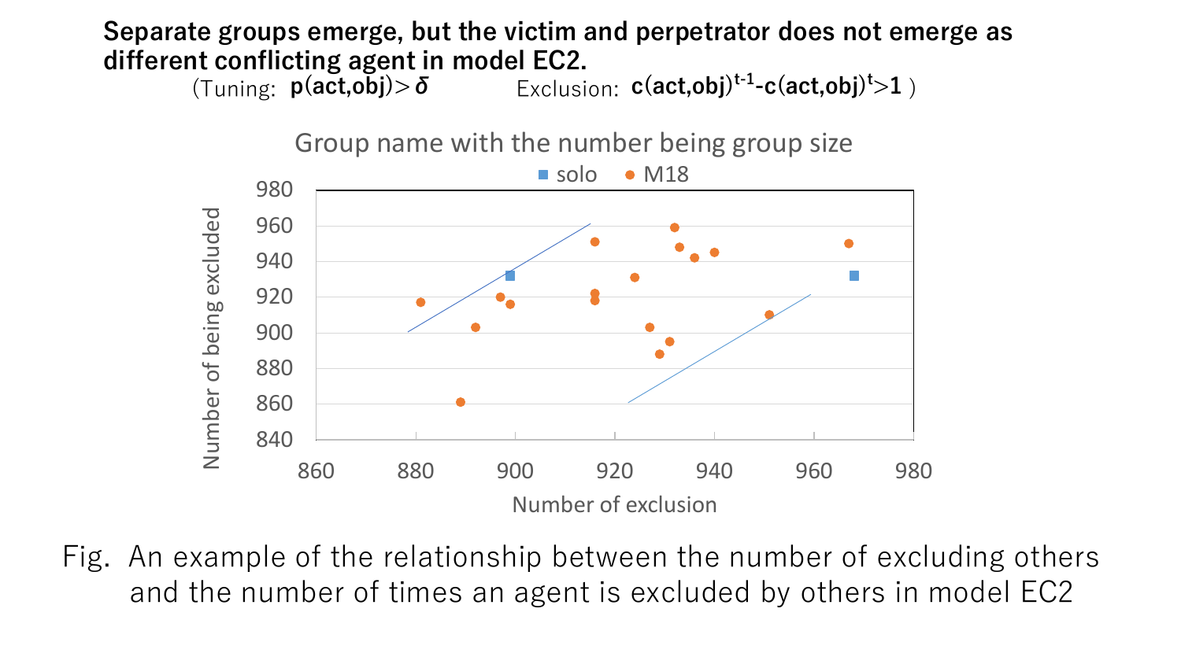**Separate groups emerge, but the victim and perpetrator does not emerge as different conflicting agent in model EC2.**

(Tuning: $\mathbf{p(act,obj) > \delta}$ Exclusion: $\mathbf{c(act,obj)^{t-1} - c(act,obj)^{t} > 1}$ )

Group name with the number being group size

■ solo ● M18

Number of being excluded

Number of exclusion

Fig. An example of the relationship between the number of excluding others and the number of times an agent is excluded by others in model EC2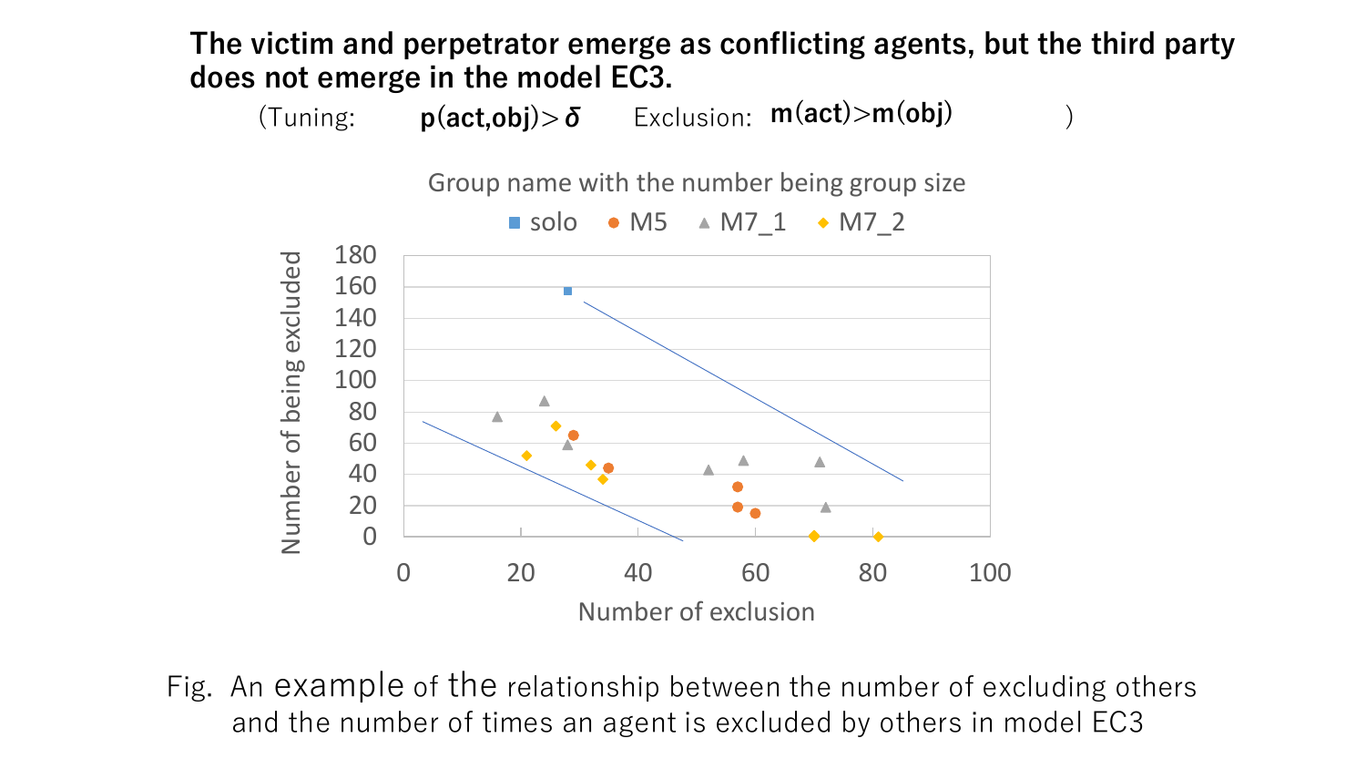**The victim and perpetrator emerge as conflicting agents, but the third party does not emerge in the model EC3.**

(Tuning: $p(act,obj) > \delta$ Exclusion: $m(act) > m(obj)$ )

Group name with the number being group size

solo M5 M7_1 M7_2

Number of being excluded

Number of exclusion

Fig. An example of the relationship between the number of excluding others and the number of times an agent is excluded by others in model EC3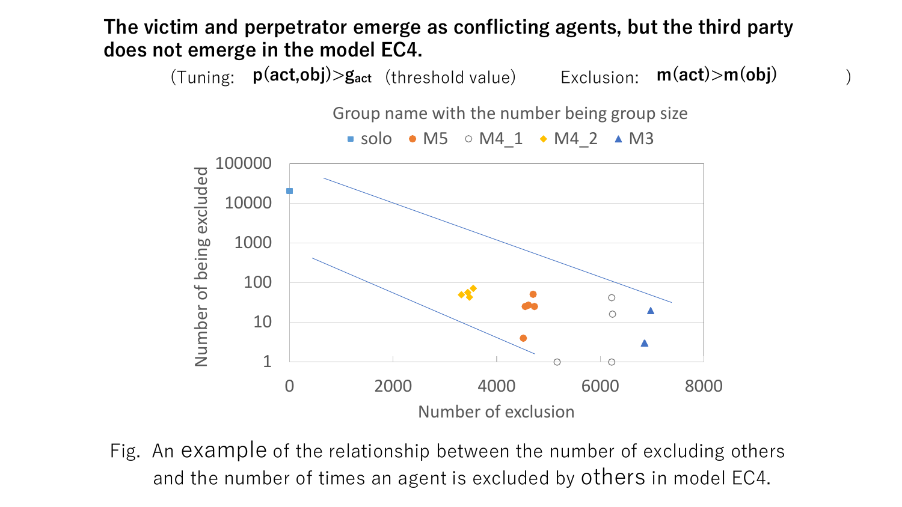**The victim and perpetrator emerge as conflicting agents, but the third party does not emerge in the model EC4.**

(Tuning: **p(act,obj)>g**$_{act}$ (threshold value) Exclusion: **m(act)>m(obj)** )

Group name with the number being group size

■ solo ● M5 ○ M4_1 ◆ M4_2 ▲ M3

Number of being excluded: 1, 10, 100, 1000, 10000, 100000

Number of exclusion: 0, 2000, 4000, 6000, 8000

Fig. An example of the relationship between the number of excluding others and the number of times an agent is excluded by others in model EC4.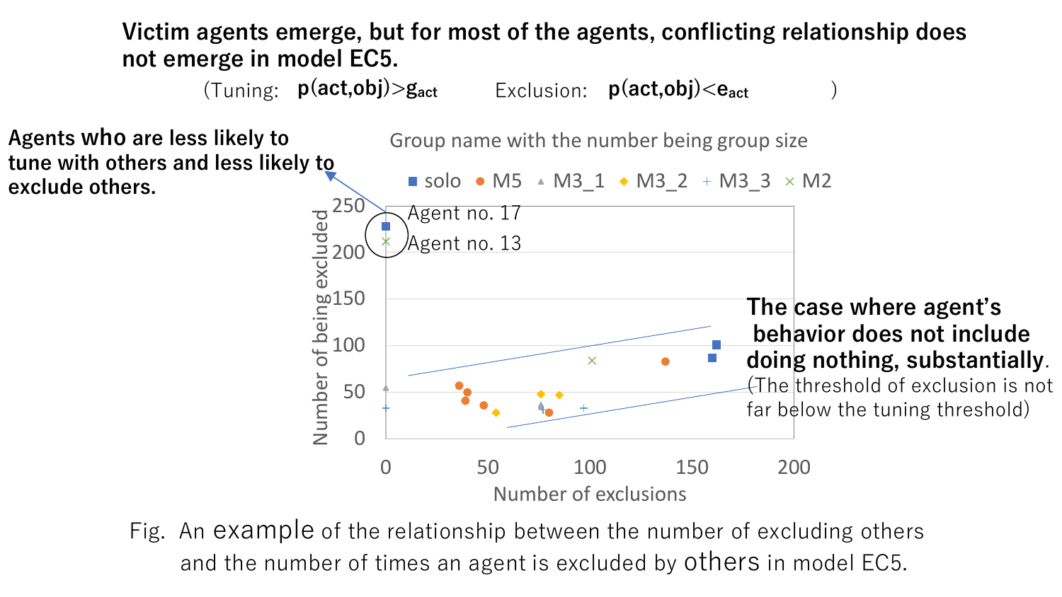**Victim agents emerge, but for most of the agents, conflicting relationship does not emerge in model EC5.**

(Tuning: $p(act,obj) > g_{act}$ Exclusion: $p(act,obj) < e_{act}$ )

**Agents who are less likely to tune with others and less likely to exclude others.**

Group name with the number being group size

solo, M5, M3_1, M3_2, M3_3, M2

Agent no. 17

Agent no. 13

**The case where agent's behavior does not include doing nothing, substantially.** (The threshold of exclusion is not far below the tuning threshold)

Number of being excluded

Number of exclusions

Fig. An example of the relationship between the number of excluding others and the number of times an agent is excluded by others in model EC5.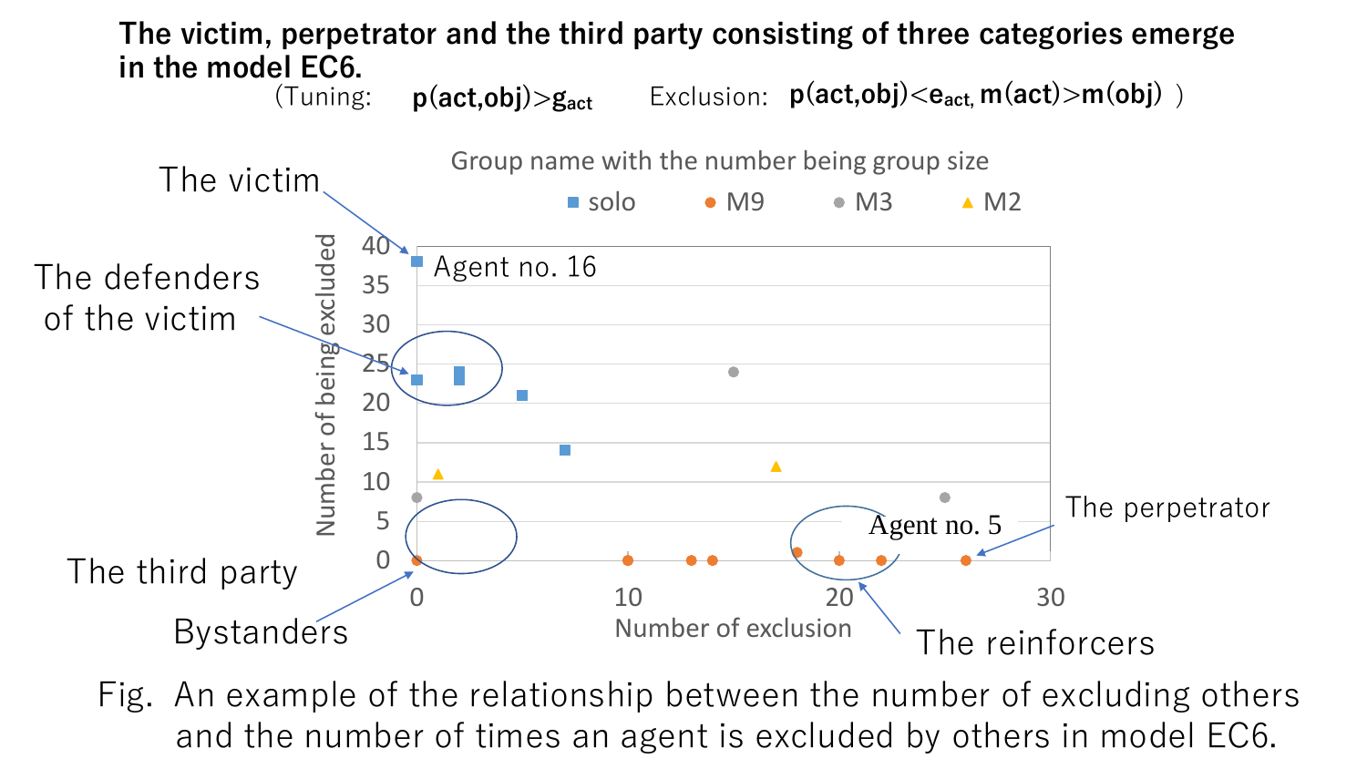**The victim, perpetrator and the third party consisting of three categories emerge in the model EC6.**

(Tuning: $p(act,obj) > g_{act}$ Exclusion: $p(act,obj) < e_{act}$, $m(act) > m(obj)$ )

Group name with the number being group size

■ solo ● M9 ● M3 ▲ M2

The victim — Agent no. 16

The defenders of the victim

The third party

Bystanders

The reinforcers

Agent no. 5

The perpetrator

Number of being excluded

Number of exclusion

Fig. An example of the relationship between the number of excluding others and the number of times an agent is excluded by others in model EC6.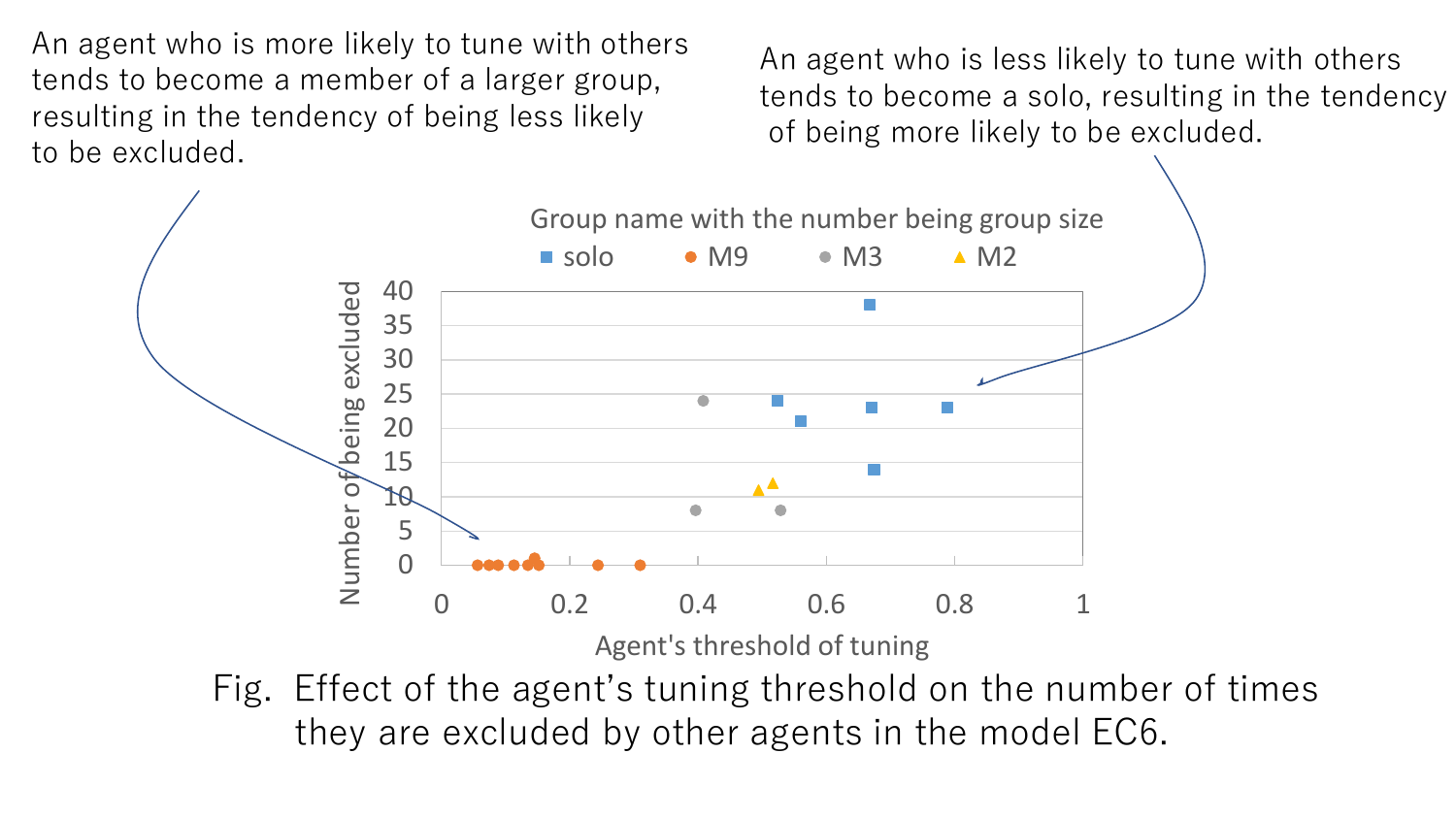An agent who is more likely to tune with others tends to become a member of a larger group, resulting in the tendency of being less likely to be excluded.

An agent who is less likely to tune with others tends to become a solo, resulting in the tendency of being more likely to be excluded.

Group name with the number being group size

■ solo ● M9 ● M3 ▲ M2

Fig. Effect of the agent's tuning threshold on the number of times they are excluded by other agents in the model EC6.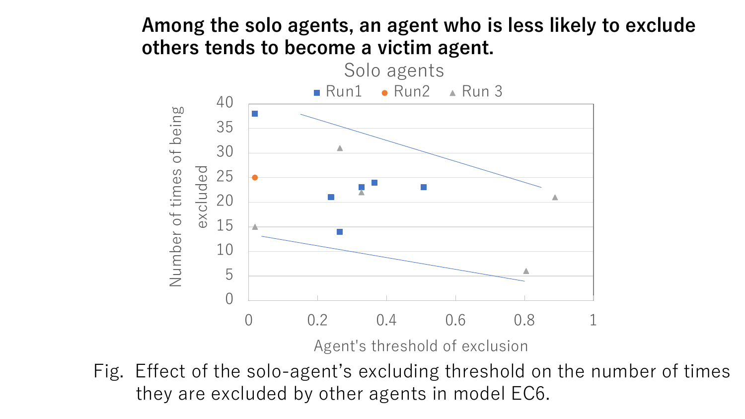**Among the solo agents, an agent who is less likely to exclude others tends to become a victim agent.**

Fig. Effect of the solo-agent’s excluding threshold on the number of times they are excluded by other agents in model EC6.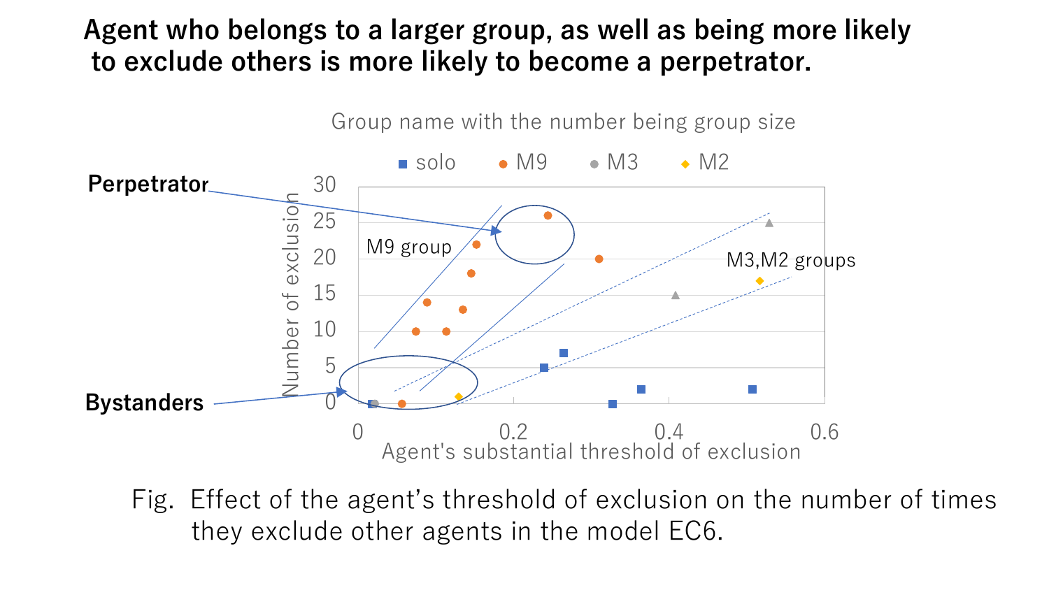**Agent who belongs to a larger group, as well as being more likely to exclude others is more likely to become a perpetrator.**

Fig. Effect of the agent's threshold of exclusion on the number of times they exclude other agents in the model EC6.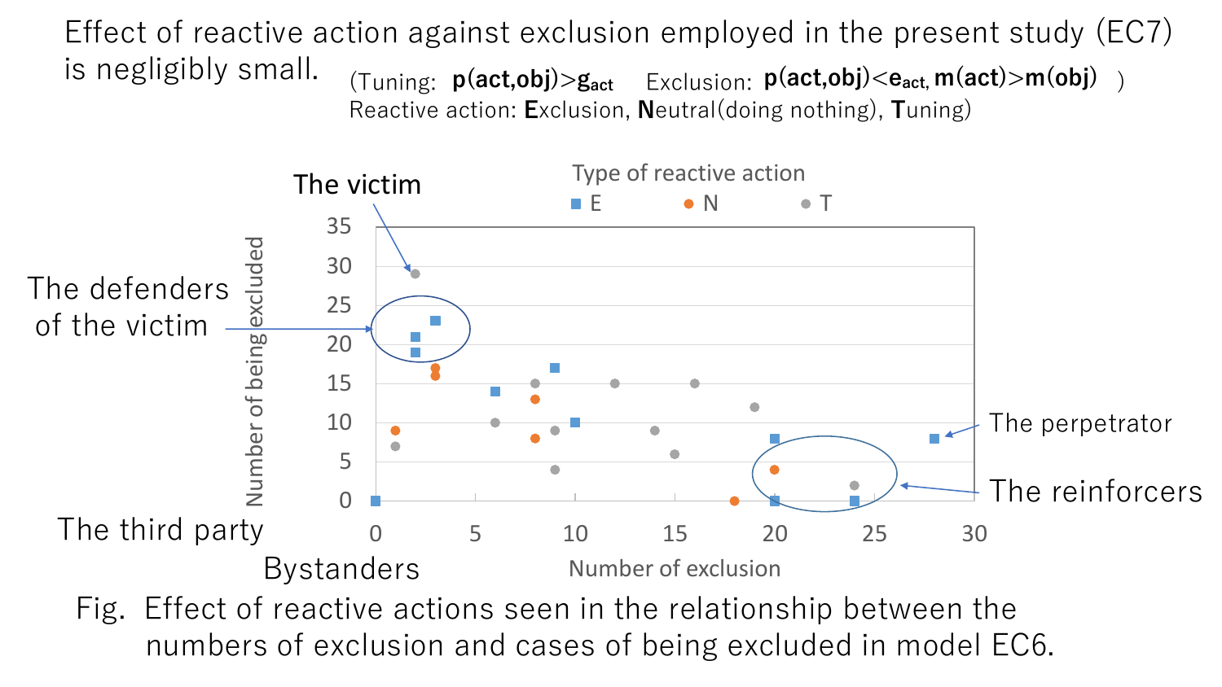Effect of reactive action against exclusion employed in the present study (EC7) is negligibly small. (Tuning: **p(act,obj)>g**$_{act}$ Exclusion: **p(act,obj)<e**$_{act,}$ **m(act)>m(obj)** )
Reactive action: **E**xclusion, **N**eutral(doing nothing), **T**uning)

Fig. Effect of reactive actions seen in the relationship between the numbers of exclusion and cases of being excluded in model EC6.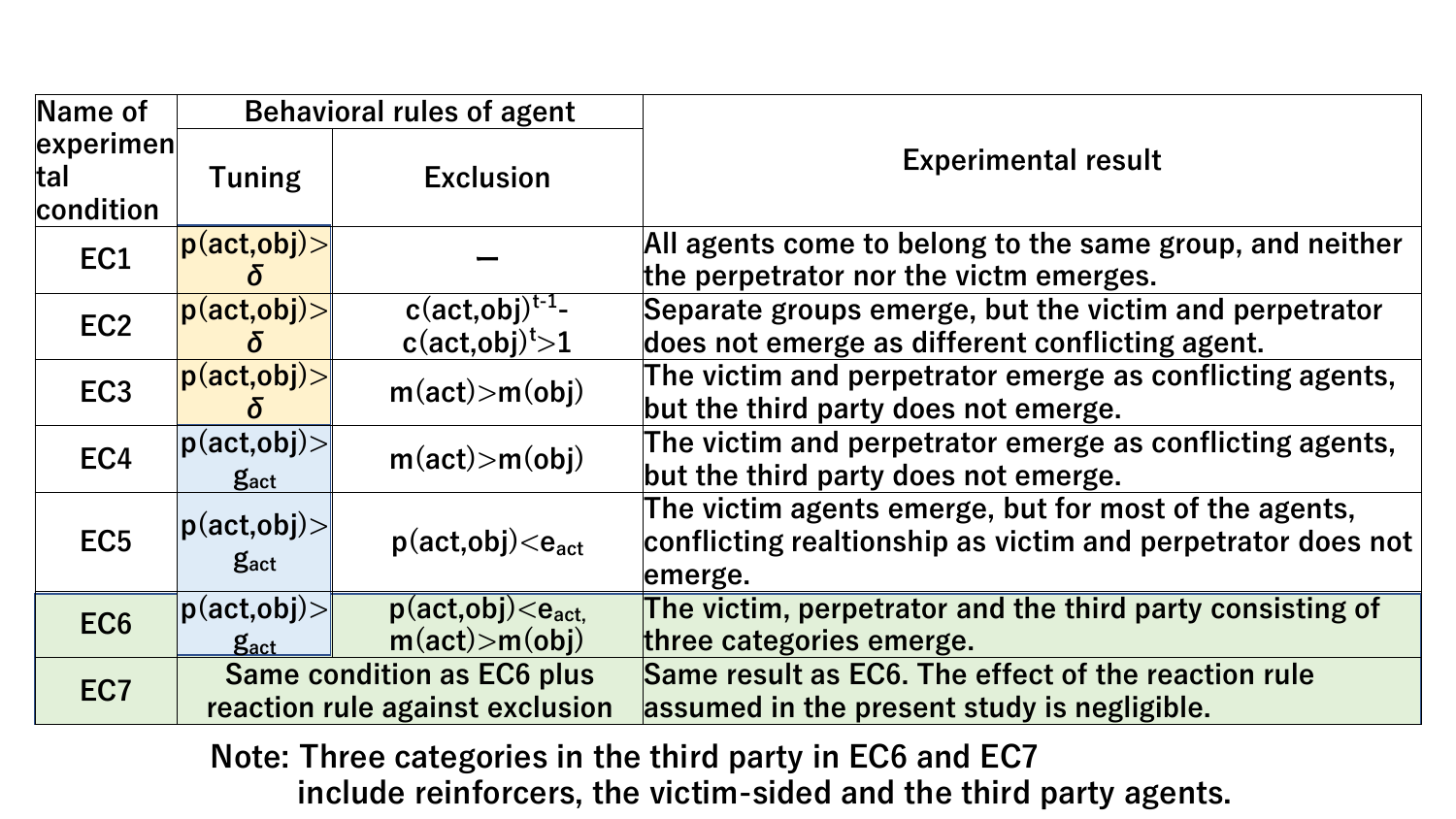| Name of experimental condition | Behavioral rules of agent | | Experimental result |
|---|---|---|---|
| | Tuning | Exclusion | |
| EC1 | $p(act,obj) > \delta$ | — | All agents come to belong to the same group, and neither the perpetrator nor the victm emerges. |
| EC2 | $p(act,obj) > \delta$ | $c(act,obj)^{t-1} - c(act,obj)^{t} > 1$ | Separate groups emerge, but the victim and perpetrator does not emerge as different conflicting agent. |
| EC3 | $p(act,obj) > \delta$ | $m(act) > m(obj)$ | The victim and perpetrator emerge as conflicting agents, but the third party does not emerge. |
| EC4 | $p(act,obj) > g_{act}$ | $m(act) > m(obj)$ | The victim and perpetrator emerge as conflicting agents, but the third party does not emerge. |
| EC5 | $p(act,obj) > g_{act}$ | $p(act,obj) < e_{act}$ | The victim agents emerge, but for most of the agents, conflicting realtionship as victim and perpetrator does not emerge. |
| EC6 | $p(act,obj) > g_{act}$ | $p(act,obj) < e_{act}$, $m(act) > m(obj)$ | The victim, perpetrator and the third party consisting of three categories emerge. |
| EC7 | Same condition as EC6 plus reaction rule against exclusion | | Same result as EC6. The effect of the reaction rule assumed in the present study is negligible. |

Note: Three categories in the third party in EC6 and EC7 include reinforcers, the victim-sided and the third party agents.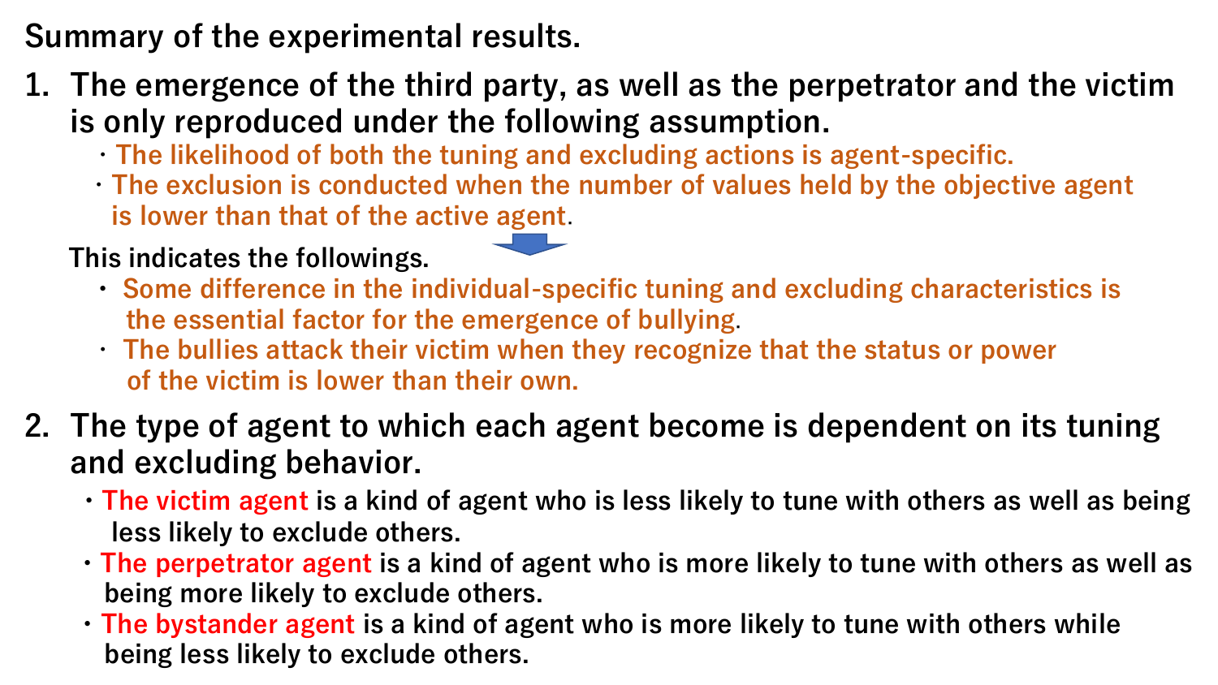Summary of the experimental results.

1. The emergence of the third party, as well as the perpetrator and the victim is only reproduced under the following assumption.
   - The likelihood of both the tuning and excluding actions is agent-specific.
   - The exclusion is conducted when the number of values held by the objective agent is lower than that of the active agent.

   This indicates the followings.
   - Some difference in the individual-specific tuning and excluding characteristics is the essential factor for the emergence of bullying.
   - The bullies attack their victim when they recognize that the status or power of the victim is lower than their own.

2. The type of agent to which each agent become is dependent on its tuning and excluding behavior.
   - The victim agent is a kind of agent who is less likely to tune with others as well as being less likely to exclude others.
   - The perpetrator agent is a kind of agent who is more likely to tune with others as well as being more likely to exclude others.
   - The bystander agent is a kind of agent who is more likely to tune with others while being less likely to exclude others.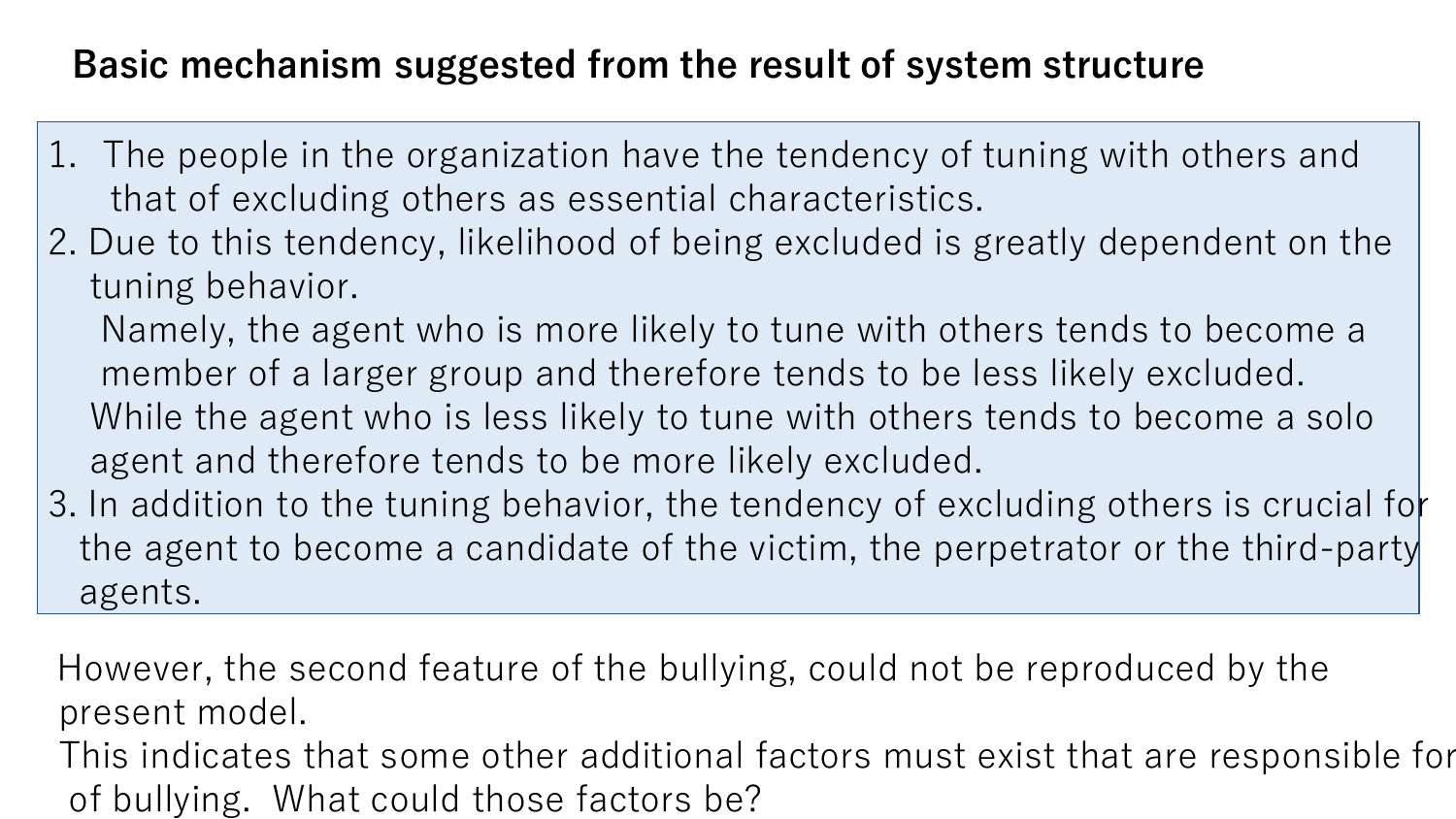## Basic mechanism suggested from the result of system structure

1. The people in the organization have the tendency of tuning with others and that of excluding others as essential characteristics.
2. Due to this tendency, likelihood of being excluded is greatly dependent on the tuning behavior.

   Namely, the agent who is more likely to tune with others tends to become a member of a larger group and therefore tends to be less likely excluded.

   While the agent who is less likely to tune with others tends to become a solo agent and therefore tends to be more likely excluded.
3. In addition to the tuning behavior, the tendency of excluding others is crucial for the agent to become a candidate of the victim, the perpetrator or the third-party agents.

However, the second feature of the bullying, could not be reproduced by the present model.

This indicates that some other additional factors must exist that are responsible for of bullying. What could those factors be?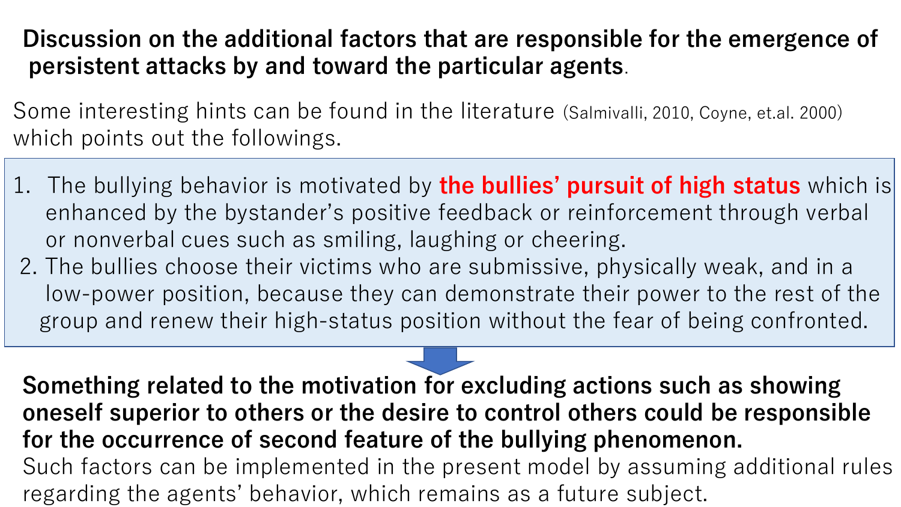## Discussion on the additional factors that are responsible for the emergence of persistent attacks by and toward the particular agents.

Some interesting hints can be found in the literature (Salmivalli, 2010, Coyne, et.al. 2000) which points out the followings.

1. The bullying behavior is motivated by **the bullies' pursuit of high status** which is enhanced by the bystander's positive feedback or reinforcement through verbal or nonverbal cues such as smiling, laughing or cheering.
2. The bullies choose their victims who are submissive, physically weak, and in a low-power position, because they can demonstrate their power to the rest of the group and renew their high-status position without the fear of being confronted.

**Something related to the motivation for excluding actions such as showing oneself superior to others or the desire to control others could be responsible for the occurrence of second feature of the bullying phenomenon.**

Such factors can be implemented in the present model by assuming additional rules regarding the agents' behavior, which remains as a future subject.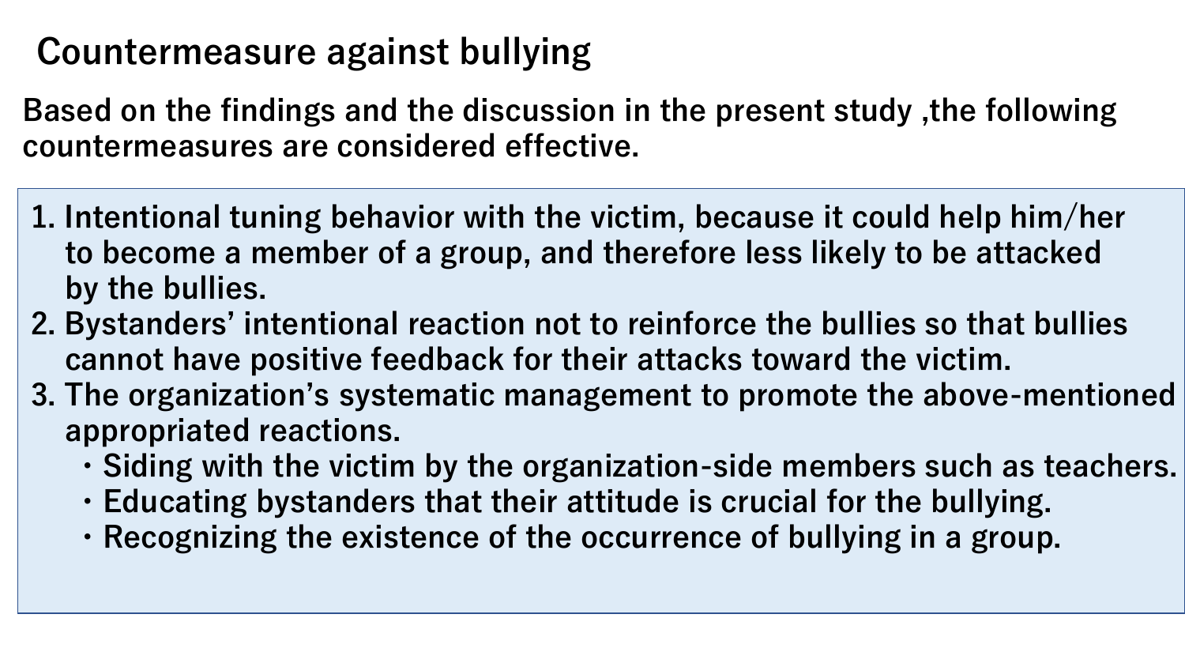## Countermeasure against bullying

Based on the findings and the discussion in the present study ,the following countermeasures are considered effective.

1. Intentional tuning behavior with the victim, because it could help him/her to become a member of a group, and therefore less likely to be attacked by the bullies.
2. Bystanders' intentional reaction not to reinforce the bullies so that bullies cannot have positive feedback for their attacks toward the victim.
3. The organization's systematic management to promote the above-mentioned appropriated reactions.
   - Siding with the victim by the organization-side members such as teachers.
   - Educating bystanders that their attitude is crucial for the bullying.
   - Recognizing the existence of the occurrence of bullying in a group.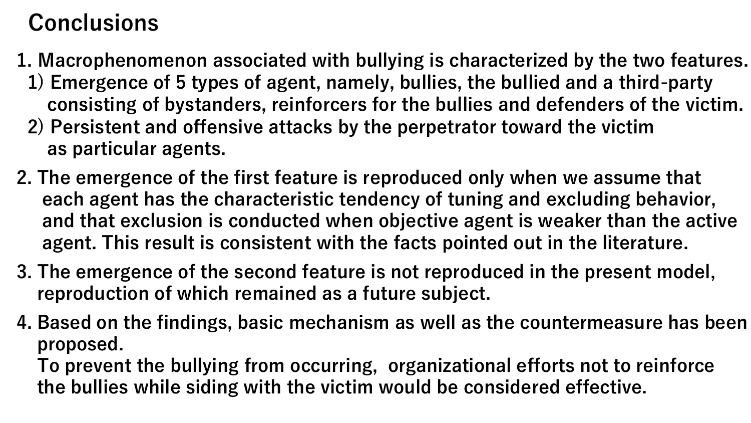# Conclusions

1. Macrophenomenon associated with bullying is characterized by the two features.
   1) Emergence of 5 types of agent, namely, bullies, the bullied and a third-party consisting of bystanders, reinforcers for the bullies and defenders of the victim.
   2) Persistent and offensive attacks by the perpetrator toward the victim as particular agents.
2. The emergence of the first feature is reproduced only when we assume that each agent has the characteristic tendency of tuning and excluding behavior, and that exclusion is conducted when objective agent is weaker than the active agent. This result is consistent with the facts pointed out in the literature.
3. The emergence of the second feature is not reproduced in the present model, reproduction of which remained as a future subject.
4. Based on the findings, basic mechanism as well as the countermeasure has been proposed.
   To prevent the bullying from occurring, organizational efforts not to reinforce the bullies while siding with the victim would be considered effective.